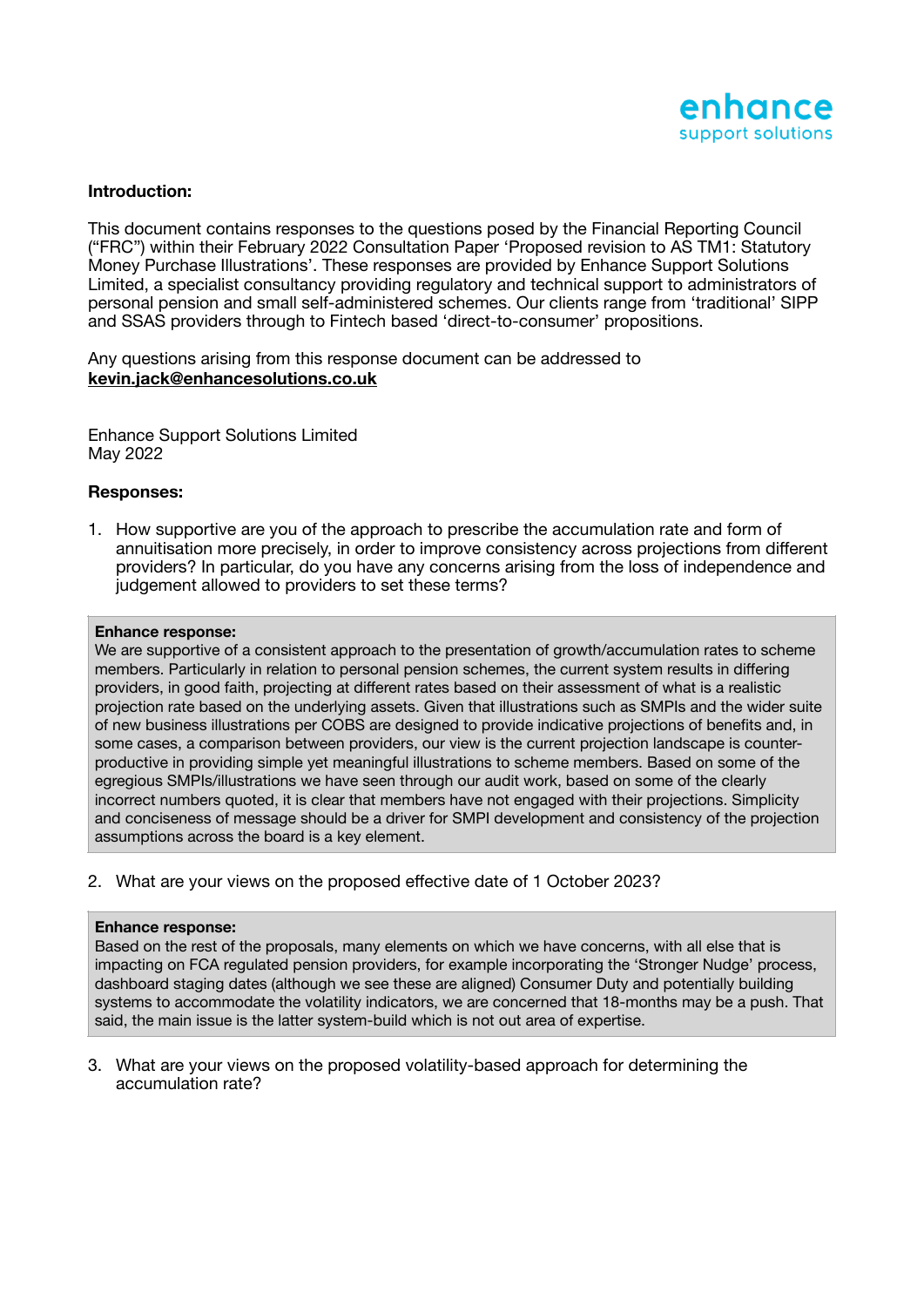enhance
support solutions

**Introduction:**

This document contains responses to the questions posed by the Financial Reporting Council ("FRC") within their February 2022 Consultation Paper 'Proposed revision to AS TM1: Statutory Money Purchase Illustrations'. These responses are provided by Enhance Support Solutions Limited, a specialist consultancy providing regulatory and technical support to administrators of personal pension and small self-administered schemes. Our clients range from 'traditional' SIPP and SSAS providers through to Fintech based 'direct-to-consumer' propositions.

Any questions arising from this response document can be addressed to **kevin.jack@enhancesolutions.co.uk**

Enhance Support Solutions Limited
May 2022

**Responses:**

1. How supportive are you of the approach to prescribe the accumulation rate and form of annuitisation more precisely, in order to improve consistency across projections from different providers? In particular, do you have any concerns arising from the loss of independence and judgement allowed to providers to set these terms?

> **Enhance response:**
> We are supportive of a consistent approach to the presentation of growth/accumulation rates to scheme members. Particularly in relation to personal pension schemes, the current system results in differing providers, in good faith, projecting at different rates based on their assessment of what is a realistic projection rate based on the underlying assets. Given that illustrations such as SMPIs and the wider suite of new business illustrations per COBS are designed to provide indicative projections of benefits and, in some cases, a comparison between providers, our view is the current projection landscape is counter-productive in providing simple yet meaningful illustrations to scheme members. Based on some of the egregious SMPIs/illustrations we have seen through our audit work, based on some of the clearly incorrect numbers quoted, it is clear that members have not engaged with their projections. Simplicity and conciseness of message should be a driver for SMPI development and consistency of the projection assumptions across the board is a key element.

2. What are your views on the proposed effective date of 1 October 2023?

> **Enhance response:**
> Based on the rest of the proposals, many elements on which we have concerns, with all else that is impacting on FCA regulated pension providers, for example incorporating the 'Stronger Nudge' process, dashboard staging dates (although we see these are aligned) Consumer Duty and potentially building systems to accommodate the volatility indicators, we are concerned that 18-months may be a push. That said, the main issue is the latter system-build which is not out area of expertise.

3. What are your views on the proposed volatility-based approach for determining the accumulation rate?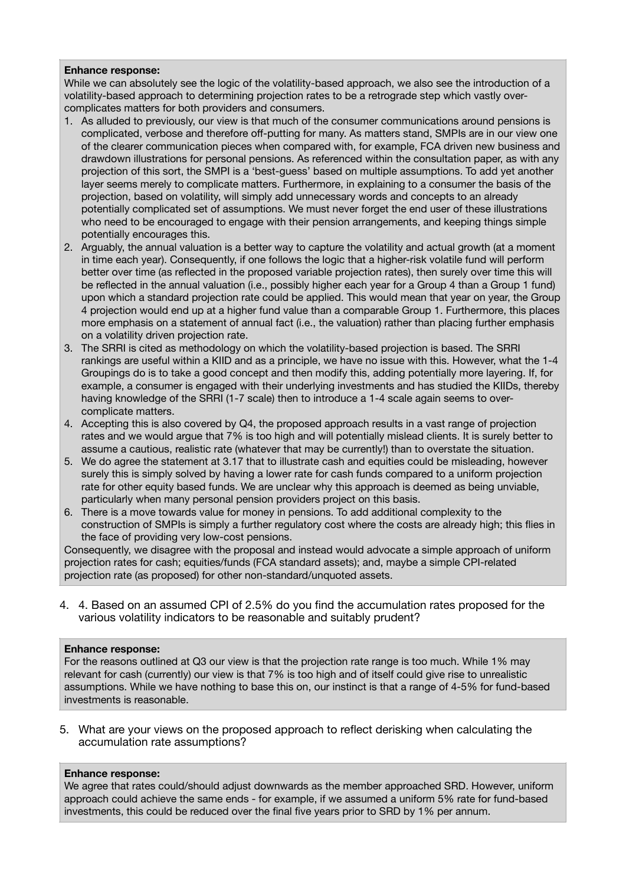**Enhance response:**
While we can absolutely see the logic of the volatility-based approach, we also see the introduction of a volatility-based approach to determining projection rates to be a retrograde step which vastly over-complicates matters for both providers and consumers.

1. As alluded to previously, our view is that much of the consumer communications around pensions is complicated, verbose and therefore off-putting for many. As matters stand, SMPIs are in our view one of the clearer communication pieces when compared with, for example, FCA driven new business and drawdown illustrations for personal pensions. As referenced within the consultation paper, as with any projection of this sort, the SMPI is a 'best-guess' based on multiple assumptions. To add yet another layer seems merely to complicate matters. Furthermore, in explaining to a consumer the basis of the projection, based on volatility, will simply add unnecessary words and concepts to an already potentially complicated set of assumptions. We must never forget the end user of these illustrations who need to be encouraged to engage with their pension arrangements, and keeping things simple potentially encourages this.
2. Arguably, the annual valuation is a better way to capture the volatility and actual growth (at a moment in time each year). Consequently, if one follows the logic that a higher-risk volatile fund will perform better over time (as reflected in the proposed variable projection rates), then surely over time this will be reflected in the annual valuation (i.e., possibly higher each year for a Group 4 than a Group 1 fund) upon which a standard projection rate could be applied. This would mean that year on year, the Group 4 projection would end up at a higher fund value than a comparable Group 1. Furthermore, this places more emphasis on a statement of annual fact (i.e., the valuation) rather than placing further emphasis on a volatility driven projection rate.
3. The SRRI is cited as methodology on which the volatility-based projection is based. The SRRI rankings are useful within a KIID and as a principle, we have no issue with this. However, what the 1-4 Groupings do is to take a good concept and then modify this, adding potentially more layering. If, for example, a consumer is engaged with their underlying investments and has studied the KIIDs, thereby having knowledge of the SRRI (1-7 scale) then to introduce a 1-4 scale again seems to over-complicate matters.
4. Accepting this is also covered by Q4, the proposed approach results in a vast range of projection rates and we would argue that 7% is too high and will potentially mislead clients. It is surely better to assume a cautious, realistic rate (whatever that may be currently!) than to overstate the situation.
5. We do agree the statement at 3.17 that to illustrate cash and equities could be misleading, however surely this is simply solved by having a lower rate for cash funds compared to a uniform projection rate for other equity based funds. We are unclear why this approach is deemed as being unviable, particularly when many personal pension providers project on this basis.
6. There is a move towards value for money in pensions. To add additional complexity to the construction of SMPIs is simply a further regulatory cost where the costs are already high; this flies in the face of providing very low-cost pensions.

Consequently, we disagree with the proposal and instead would advocate a simple approach of uniform projection rates for cash; equities/funds (FCA standard assets); and, maybe a simple CPI-related projection rate (as proposed) for other non-standard/unquoted assets.

4. 4. Based on an assumed CPI of 2.5% do you find the accumulation rates proposed for the various volatility indicators to be reasonable and suitably prudent?

**Enhance response:**
For the reasons outlined at Q3 our view is that the projection rate range is too much. While 1% may relevant for cash (currently) our view is that 7% is too high and of itself could give rise to unrealistic assumptions. While we have nothing to base this on, our instinct is that a range of 4-5% for fund-based investments is reasonable.

5. What are your views on the proposed approach to reflect derisking when calculating the accumulation rate assumptions?

**Enhance response:**
We agree that rates could/should adjust downwards as the member approached SRD. However, uniform approach could achieve the same ends - for example, if we assumed a uniform 5% rate for fund-based investments, this could be reduced over the final five years prior to SRD by 1% per annum.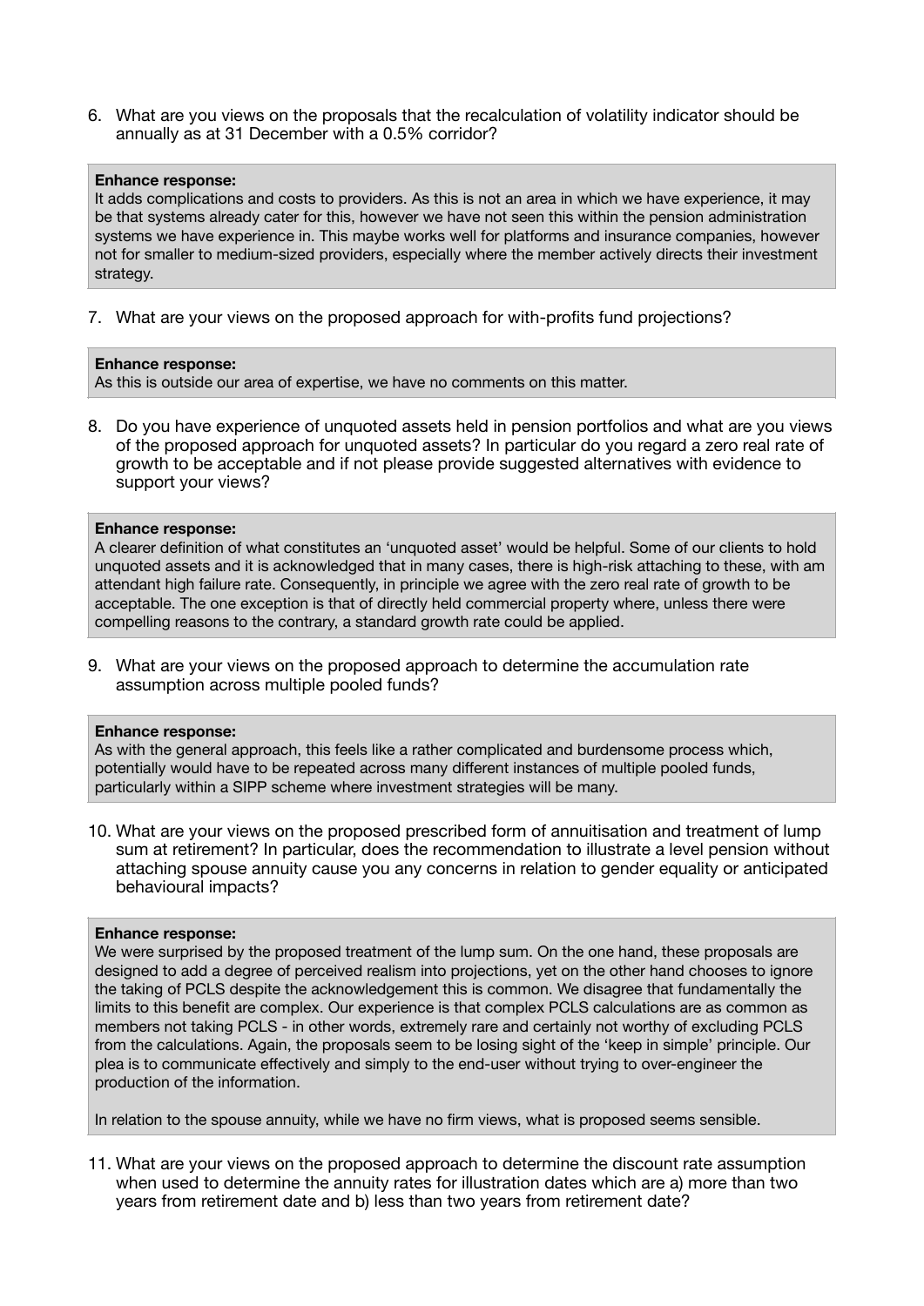6. What are you views on the proposals that the recalculation of volatility indicator should be annually as at 31 December with a 0.5% corridor?

**Enhance response:**
It adds complications and costs to providers. As this is not an area in which we have experience, it may be that systems already cater for this, however we have not seen this within the pension administration systems we have experience in. This maybe works well for platforms and insurance companies, however not for smaller to medium-sized providers, especially where the member actively directs their investment strategy.

7. What are your views on the proposed approach for with-profits fund projections?

**Enhance response:**
As this is outside our area of expertise, we have no comments on this matter.

8. Do you have experience of unquoted assets held in pension portfolios and what are you views of the proposed approach for unquoted assets? In particular do you regard a zero real rate of growth to be acceptable and if not please provide suggested alternatives with evidence to support your views?

**Enhance response:**
A clearer definition of what constitutes an 'unquoted asset' would be helpful. Some of our clients to hold unquoted assets and it is acknowledged that in many cases, there is high-risk attaching to these, with am attendant high failure rate. Consequently, in principle we agree with the zero real rate of growth to be acceptable. The one exception is that of directly held commercial property where, unless there were compelling reasons to the contrary, a standard growth rate could be applied.

9. What are your views on the proposed approach to determine the accumulation rate assumption across multiple pooled funds?

**Enhance response:**
As with the general approach, this feels like a rather complicated and burdensome process which, potentially would have to be repeated across many different instances of multiple pooled funds, particularly within a SIPP scheme where investment strategies will be many.

10. What are your views on the proposed prescribed form of annuitisation and treatment of lump sum at retirement? In particular, does the recommendation to illustrate a level pension without attaching spouse annuity cause you any concerns in relation to gender equality or anticipated behavioural impacts?

**Enhance response:**
We were surprised by the proposed treatment of the lump sum. On the one hand, these proposals are designed to add a degree of perceived realism into projections, yet on the other hand chooses to ignore the taking of PCLS despite the acknowledgement this is common. We disagree that fundamentally the limits to this benefit are complex. Our experience is that complex PCLS calculations are as common as members not taking PCLS - in other words, extremely rare and certainly not worthy of excluding PCLS from the calculations. Again, the proposals seem to be losing sight of the 'keep in simple' principle. Our plea is to communicate effectively and simply to the end-user without trying to over-engineer the production of the information.

In relation to the spouse annuity, while we have no firm views, what is proposed seems sensible.

11. What are your views on the proposed approach to determine the discount rate assumption when used to determine the annuity rates for illustration dates which are a) more than two years from retirement date and b) less than two years from retirement date?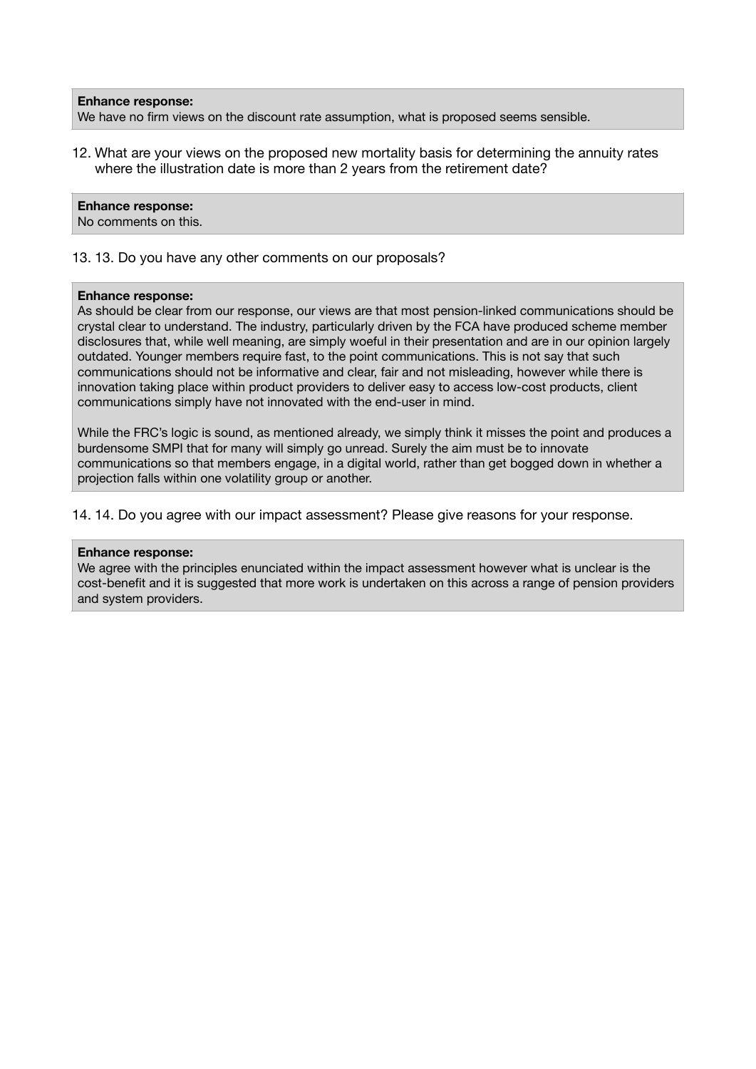**Enhance response:**
We have no firm views on the discount rate assumption, what is proposed seems sensible.

12. What are your views on the proposed new mortality basis for determining the annuity rates where the illustration date is more than 2 years from the retirement date?

**Enhance response:**
No comments on this.

13. 13. Do you have any other comments on our proposals?

**Enhance response:**
As should be clear from our response, our views are that most pension-linked communications should be crystal clear to understand. The industry, particularly driven by the FCA have produced scheme member disclosures that, while well meaning, are simply woeful in their presentation and are in our opinion largely outdated. Younger members require fast, to the point communications. This is not say that such communications should not be informative and clear, fair and not misleading, however while there is innovation taking place within product providers to deliver easy to access low-cost products, client communications simply have not innovated with the end-user in mind.

While the FRC's logic is sound, as mentioned already, we simply think it misses the point and produces a burdensome SMPI that for many will simply go unread. Surely the aim must be to innovate communications so that members engage, in a digital world, rather than get bogged down in whether a projection falls within one volatility group or another.

14. 14. Do you agree with our impact assessment? Please give reasons for your response.

**Enhance response:**
We agree with the principles enunciated within the impact assessment however what is unclear is the cost-benefit and it is suggested that more work is undertaken on this across a range of pension providers and system providers.